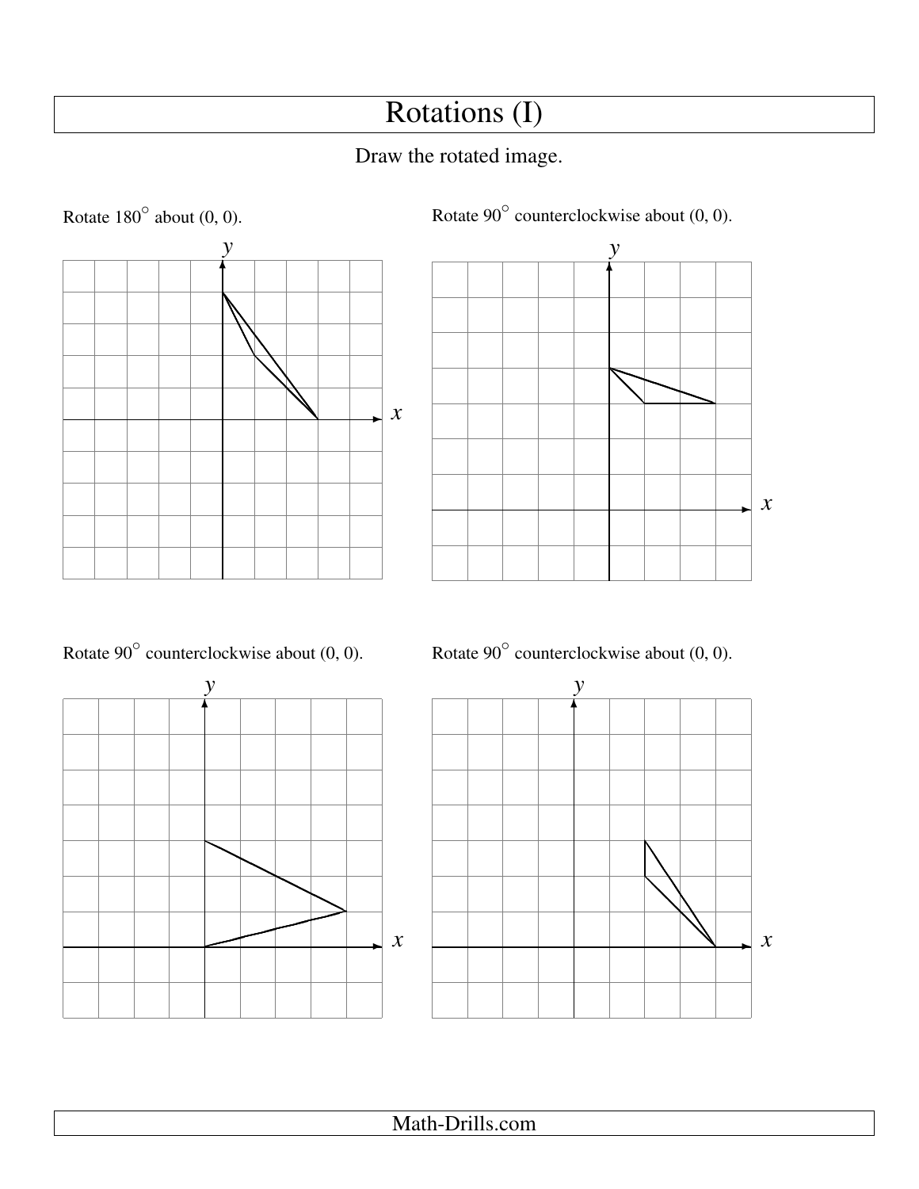# Rotations (I)

Draw the rotated image.

Rotate $180^\circ$ about (0, 0).

Rotate $90^\circ$ counterclockwise about (0, 0).

Rotate $90^\circ$ counterclockwise about (0, 0).

Rotate $90^\circ$ counterclockwise about (0, 0).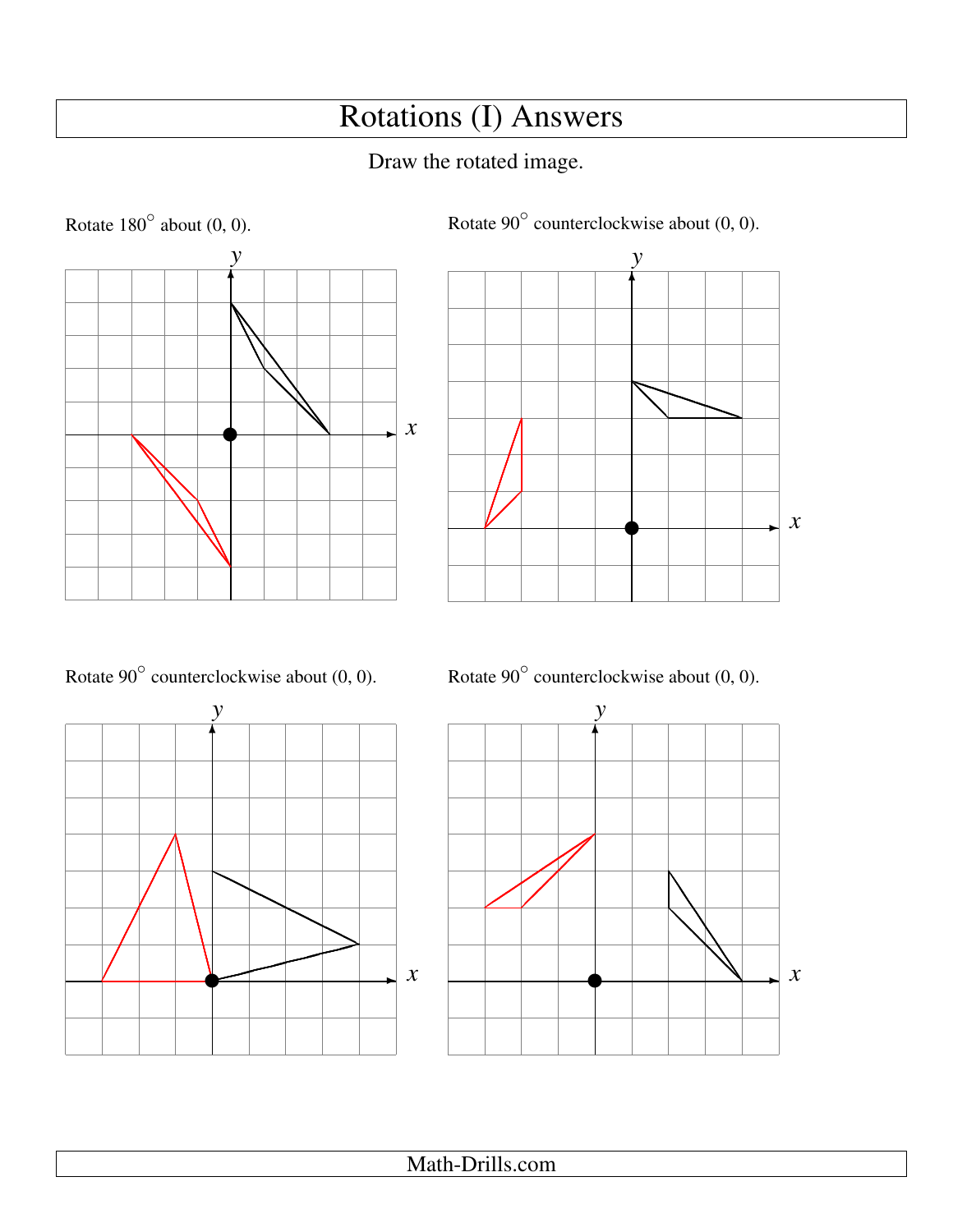# Rotations (I) Answers

Draw the rotated image.

Rotate 180° about (0, 0).

$y$

$x$

Rotate 90° counterclockwise about (0, 0).

$y$

$x$

Rotate 90° counterclockwise about (0, 0).

$y$

$x$

Rotate 90° counterclockwise about (0, 0).

$y$

$x$

Math-Drills.com